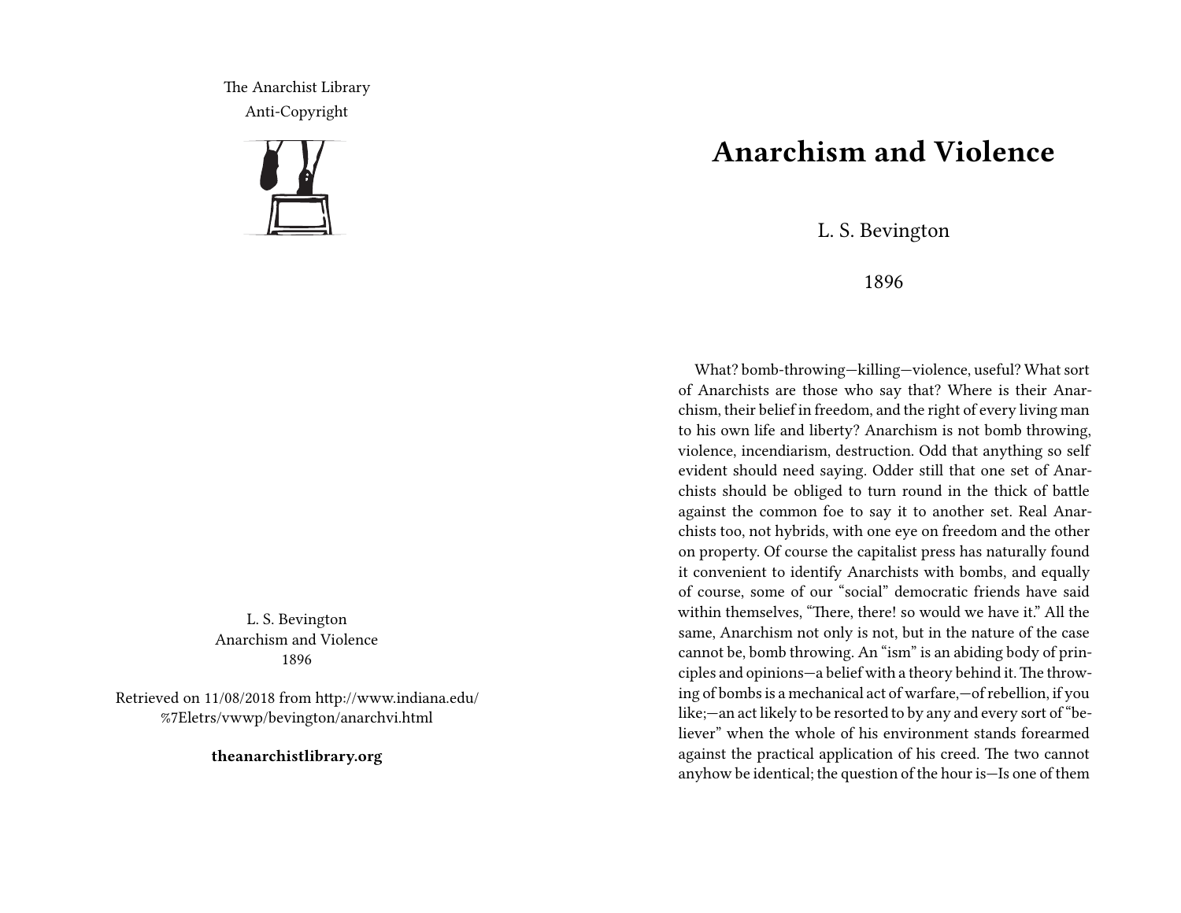The Anarchist Library
Anti-Copyright

L. S. Bevington
Anarchism and Violence
1896

Retrieved on 11/08/2018 from http://www.indiana.edu/%7Eletrs/vwwp/bevington/anarchvi.html

**theanarchistlibrary.org**

# Anarchism and Violence

L. S. Bevington

1896

What? bomb-throwing—killing—violence, useful? What sort of Anarchists are those who say that? Where is their Anarchism, their belief in freedom, and the right of every living man to his own life and liberty? Anarchism is not bomb throwing, violence, incendiarism, destruction. Odd that anything so self evident should need saying. Odder still that one set of Anarchists should be obliged to turn round in the thick of battle against the common foe to say it to another set. Real Anarchists too, not hybrids, with one eye on freedom and the other on property. Of course the capitalist press has naturally found it convenient to identify Anarchists with bombs, and equally of course, some of our "social" democratic friends have said within themselves, "There, there! so would we have it." All the same, Anarchism not only is not, but in the nature of the case cannot be, bomb throwing. An "ism" is an abiding body of principles and opinions—a belief with a theory behind it. The throwing of bombs is a mechanical act of warfare,—of rebellion, if you like;—an act likely to be resorted to by any and every sort of "believer" when the whole of his environment stands forearmed against the practical application of his creed. The two cannot anyhow be identical; the question of the hour is—Is one of them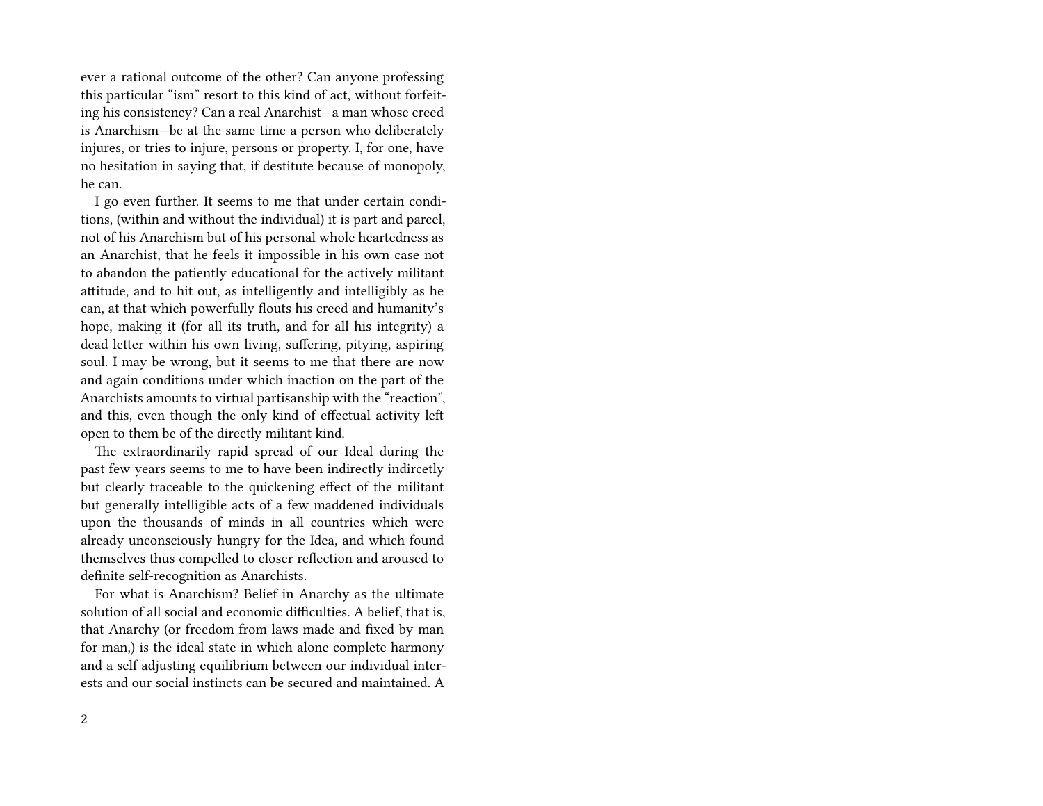ever a rational outcome of the other? Can anyone professing this particular "ism" resort to this kind of act, without forfeiting his consistency? Can a real Anarchist—a man whose creed is Anarchism—be at the same time a person who deliberately injures, or tries to injure, persons or property. I, for one, have no hesitation in saying that, if destitute because of monopoly, he can.

I go even further. It seems to me that under certain conditions, (within and without the individual) it is part and parcel, not of his Anarchism but of his personal whole heartedness as an Anarchist, that he feels it impossible in his own case not to abandon the patiently educational for the actively militant attitude, and to hit out, as intelligently and intelligibly as he can, at that which powerfully flouts his creed and humanity's hope, making it (for all its truth, and for all his integrity) a dead letter within his own living, suffering, pitying, aspiring soul. I may be wrong, but it seems to me that there are now and again conditions under which inaction on the part of the Anarchists amounts to virtual partisanship with the "reaction", and this, even though the only kind of effectual activity left open to them be of the directly militant kind.

The extraordinarily rapid spread of our Ideal during the past few years seems to me to have been indirectly indircetly but clearly traceable to the quickening effect of the militant but generally intelligible acts of a few maddened individuals upon the thousands of minds in all countries which were already unconsciously hungry for the Idea, and which found themselves thus compelled to closer reflection and aroused to definite self-recognition as Anarchists.

For what is Anarchism? Belief in Anarchy as the ultimate solution of all social and economic difficulties. A belief, that is, that Anarchy (or freedom from laws made and fixed by man for man,) is the ideal state in which alone complete harmony and a self adjusting equilibrium between our individual interests and our social instincts can be secured and maintained. A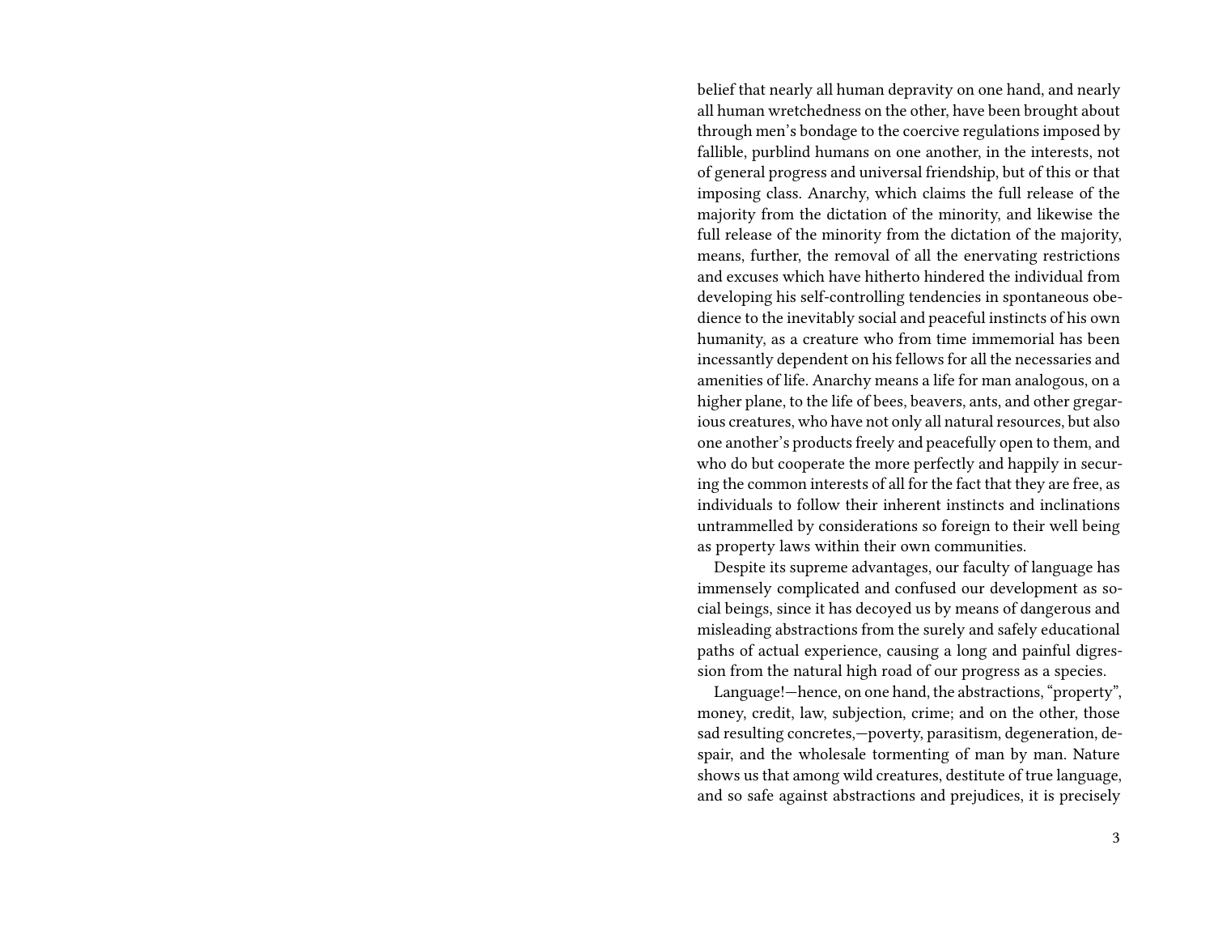belief that nearly all human depravity on one hand, and nearly all human wretchedness on the other, have been brought about through men's bondage to the coercive regulations imposed by fallible, purblind humans on one another, in the interests, not of general progress and universal friendship, but of this or that imposing class. Anarchy, which claims the full release of the majority from the dictation of the minority, and likewise the full release of the minority from the dictation of the majority, means, further, the removal of all the enervating restrictions and excuses which have hitherto hindered the individual from developing his self-controlling tendencies in spontaneous obedience to the inevitably social and peaceful instincts of his own humanity, as a creature who from time immemorial has been incessantly dependent on his fellows for all the necessaries and amenities of life. Anarchy means a life for man analogous, on a higher plane, to the life of bees, beavers, ants, and other gregarious creatures, who have not only all natural resources, but also one another's products freely and peacefully open to them, and who do but cooperate the more perfectly and happily in securing the common interests of all for the fact that they are free, as individuals to follow their inherent instincts and inclinations untrammelled by considerations so foreign to their well being as property laws within their own communities.

Despite its supreme advantages, our faculty of language has immensely complicated and confused our development as social beings, since it has decoyed us by means of dangerous and misleading abstractions from the surely and safely educational paths of actual experience, causing a long and painful digression from the natural high road of our progress as a species.

Language!—hence, on one hand, the abstractions, "property", money, credit, law, subjection, crime; and on the other, those sad resulting concretes,—poverty, parasitism, degeneration, despair, and the wholesale tormenting of man by man. Nature shows us that among wild creatures, destitute of true language, and so safe against abstractions and prejudices, it is precisely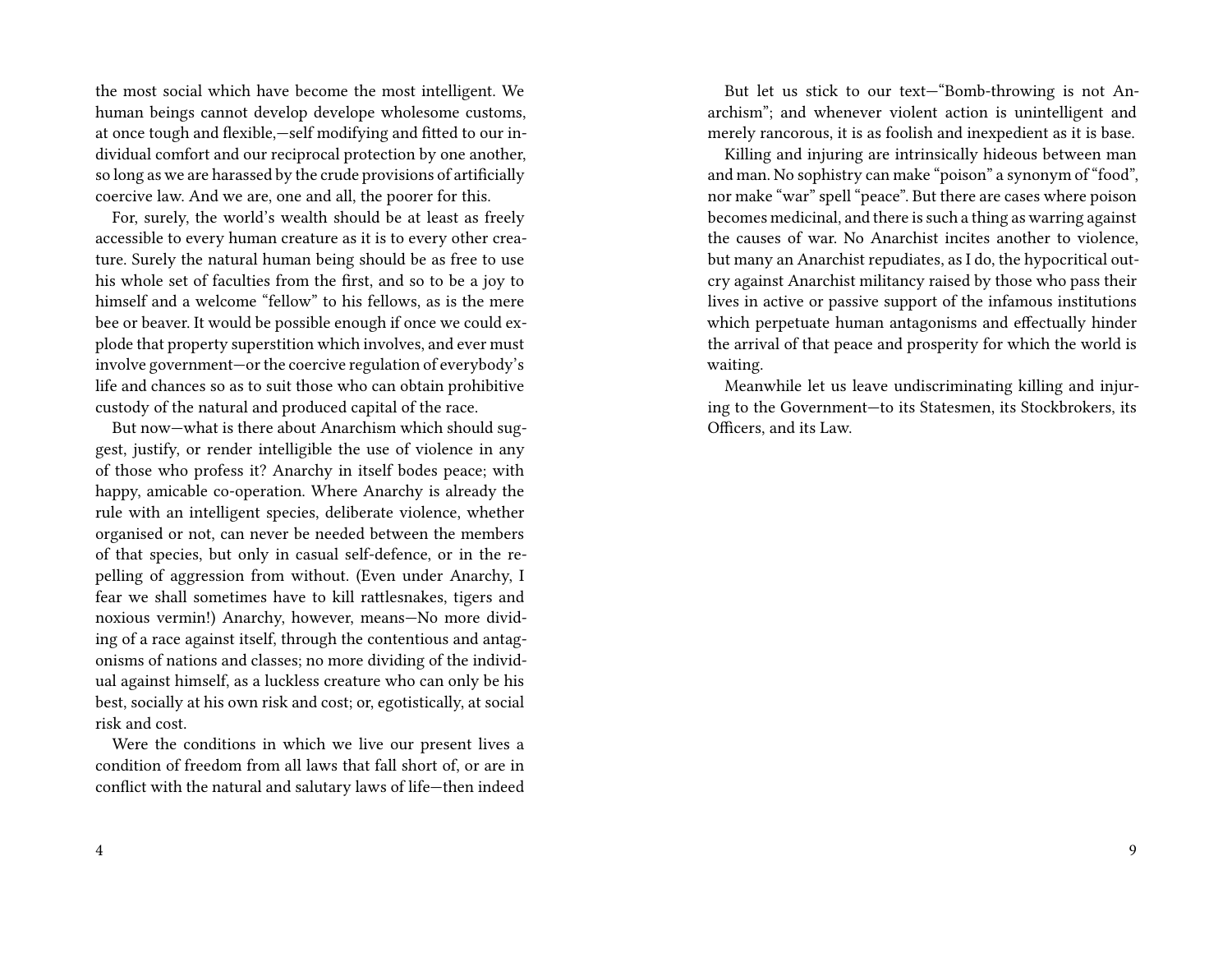the most social which have become the most intelligent. We human beings cannot develop develope wholesome customs, at once tough and flexible,—self modifying and fitted to our individual comfort and our reciprocal protection by one another, so long as we are harassed by the crude provisions of artificially coercive law. And we are, one and all, the poorer for this.

For, surely, the world's wealth should be at least as freely accessible to every human creature as it is to every other creature. Surely the natural human being should be as free to use his whole set of faculties from the first, and so to be a joy to himself and a welcome "fellow" to his fellows, as is the mere bee or beaver. It would be possible enough if once we could explode that property superstition which involves, and ever must involve government—or the coercive regulation of everybody's life and chances so as to suit those who can obtain prohibitive custody of the natural and produced capital of the race.

But now—what is there about Anarchism which should suggest, justify, or render intelligible the use of violence in any of those who profess it? Anarchy in itself bodes peace; with happy, amicable co-operation. Where Anarchy is already the rule with an intelligent species, deliberate violence, whether organised or not, can never be needed between the members of that species, but only in casual self-defence, or in the repelling of aggression from without. (Even under Anarchy, I fear we shall sometimes have to kill rattlesnakes, tigers and noxious vermin!) Anarchy, however, means—No more dividing of a race against itself, through the contentious and antagonisms of nations and classes; no more dividing of the individual against himself, as a luckless creature who can only be his best, socially at his own risk and cost; or, egotistically, at social risk and cost.

Were the conditions in which we live our present lives a condition of freedom from all laws that fall short of, or are in conflict with the natural and salutary laws of life—then indeed

But let us stick to our text—"Bomb-throwing is not Anarchism"; and whenever violent action is unintelligent and merely rancorous, it is as foolish and inexpedient as it is base.

Killing and injuring are intrinsically hideous between man and man. No sophistry can make "poison" a synonym of "food", nor make "war" spell "peace". But there are cases where poison becomes medicinal, and there is such a thing as warring against the causes of war. No Anarchist incites another to violence, but many an Anarchist repudiates, as I do, the hypocritical outcry against Anarchist militancy raised by those who pass their lives in active or passive support of the infamous institutions which perpetuate human antagonisms and effectually hinder the arrival of that peace and prosperity for which the world is waiting.

Meanwhile let us leave undiscriminating killing and injuring to the Government—to its Statesmen, its Stockbrokers, its Officers, and its Law.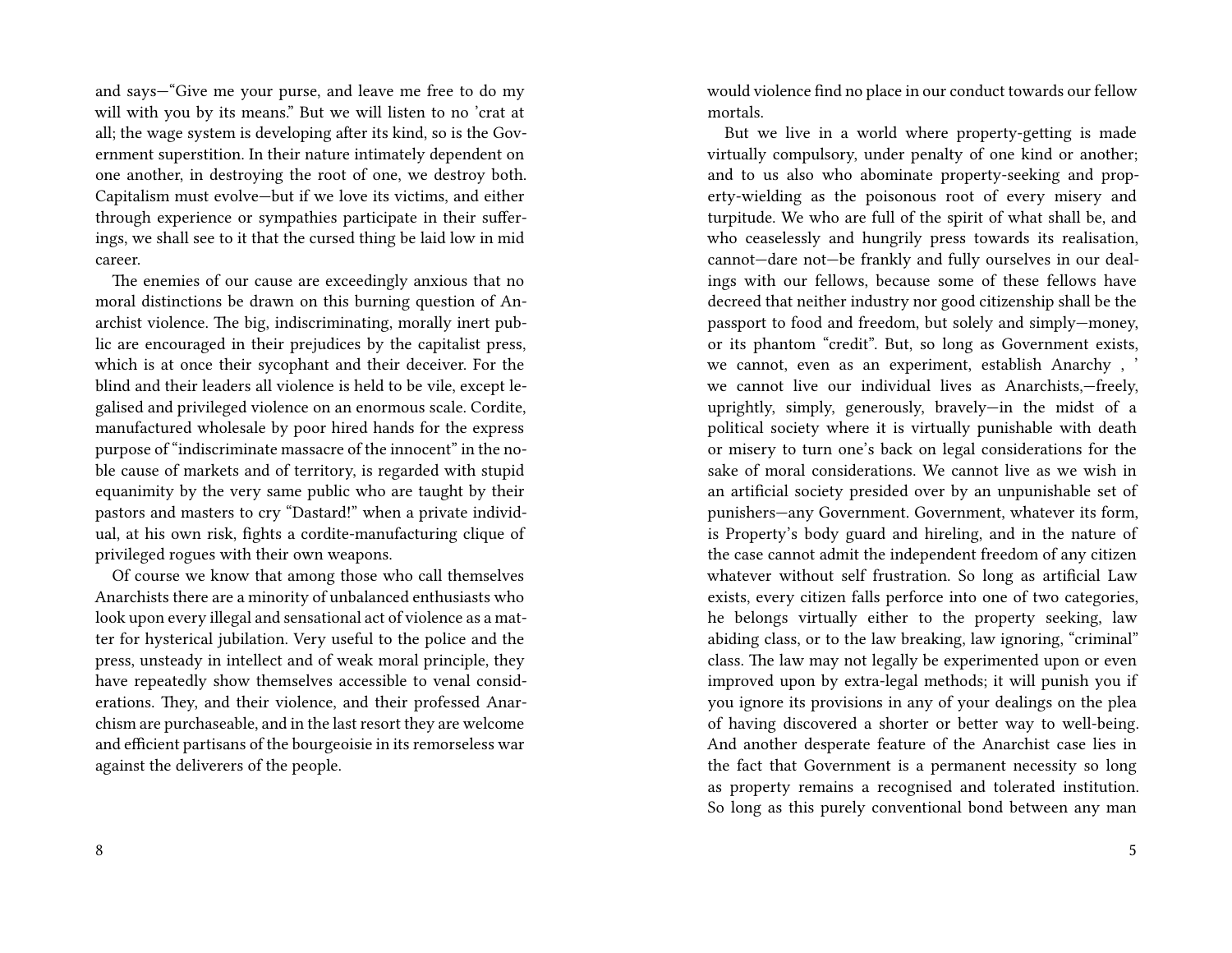and says—"Give me your purse, and leave me free to do my will with you by its means." But we will listen to no 'crat at all; the wage system is developing after its kind, so is the Government superstition. In their nature intimately dependent on one another, in destroying the root of one, we destroy both. Capitalism must evolve—but if we love its victims, and either through experience or sympathies participate in their sufferings, we shall see to it that the cursed thing be laid low in mid career.

The enemies of our cause are exceedingly anxious that no moral distinctions be drawn on this burning question of Anarchist violence. The big, indiscriminating, morally inert public are encouraged in their prejudices by the capitalist press, which is at once their sycophant and their deceiver. For the blind and their leaders all violence is held to be vile, except legalised and privileged violence on an enormous scale. Cordite, manufactured wholesale by poor hired hands for the express purpose of "indiscriminate massacre of the innocent" in the noble cause of markets and of territory, is regarded with stupid equanimity by the very same public who are taught by their pastors and masters to cry "Dastard!" when a private individual, at his own risk, fights a cordite-manufacturing clique of privileged rogues with their own weapons.

Of course we know that among those who call themselves Anarchists there are a minority of unbalanced enthusiasts who look upon every illegal and sensational act of violence as a matter for hysterical jubilation. Very useful to the police and the press, unsteady in intellect and of weak moral principle, they have repeatedly show themselves accessible to venal considerations. They, and their violence, and their professed Anarchism are purchaseable, and in the last resort they are welcome and efficient partisans of the bourgeoisie in its remorseless war against the deliverers of the people.

would violence find no place in our conduct towards our fellow mortals.

But we live in a world where property-getting is made virtually compulsory, under penalty of one kind or another; and to us also who abominate property-seeking and property-wielding as the poisonous root of every misery and turpitude. We who are full of the spirit of what shall be, and who ceaselessly and hungrily press towards its realisation, cannot—dare not—be frankly and fully ourselves in our dealings with our fellows, because some of these fellows have decreed that neither industry nor good citizenship shall be the passport to food and freedom, but solely and simply—money, or its phantom "credit". But, so long as Government exists, we cannot, even as an experiment, establish Anarchy , ' we cannot live our individual lives as Anarchists,—freely, uprightly, simply, generously, bravely—in the midst of a political society where it is virtually punishable with death or misery to turn one's back on legal considerations for the sake of moral considerations. We cannot live as we wish in an artificial society presided over by an unpunishable set of punishers—any Government. Government, whatever its form, is Property's body guard and hireling, and in the nature of the case cannot admit the independent freedom of any citizen whatever without self frustration. So long as artificial Law exists, every citizen falls perforce into one of two categories, he belongs virtually either to the property seeking, law abiding class, or to the law breaking, law ignoring, "criminal" class. The law may not legally be experimented upon or even improved upon by extra-legal methods; it will punish you if you ignore its provisions in any of your dealings on the plea of having discovered a shorter or better way to well-being. And another desperate feature of the Anarchist case lies in the fact that Government is a permanent necessity so long as property remains a recognised and tolerated institution. So long as this purely conventional bond between any man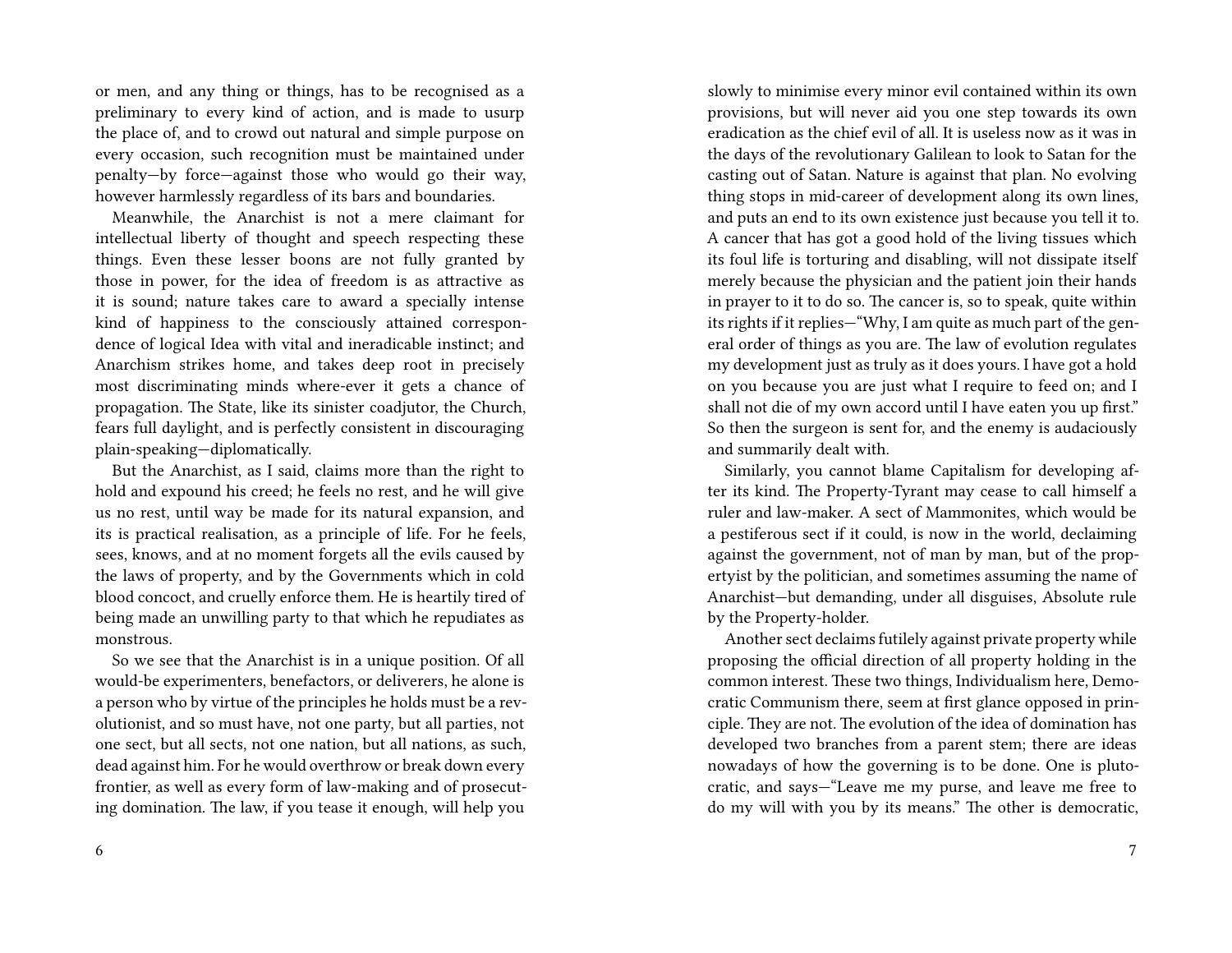or men, and any thing or things, has to be recognised as a preliminary to every kind of action, and is made to usurp the place of, and to crowd out natural and simple purpose on every occasion, such recognition must be maintained under penalty—by force—against those who would go their way, however harmlessly regardless of its bars and boundaries.

Meanwhile, the Anarchist is not a mere claimant for intellectual liberty of thought and speech respecting these things. Even these lesser boons are not fully granted by those in power, for the idea of freedom is as attractive as it is sound; nature takes care to award a specially intense kind of happiness to the consciously attained correspondence of logical Idea with vital and ineradicable instinct; and Anarchism strikes home, and takes deep root in precisely most discriminating minds where-ever it gets a chance of propagation. The State, like its sinister coadjutor, the Church, fears full daylight, and is perfectly consistent in discouraging plain-speaking—diplomatically.

But the Anarchist, as I said, claims more than the right to hold and expound his creed; he feels no rest, and he will give us no rest, until way be made for its natural expansion, and its is practical realisation, as a principle of life. For he feels, sees, knows, and at no moment forgets all the evils caused by the laws of property, and by the Governments which in cold blood concoct, and cruelly enforce them. He is heartily tired of being made an unwilling party to that which he repudiates as monstrous.

So we see that the Anarchist is in a unique position. Of all would-be experimenters, benefactors, or deliverers, he alone is a person who by virtue of the principles he holds must be a revolutionist, and so must have, not one party, but all parties, not one sect, but all sects, not one nation, but all nations, as such, dead against him. For he would overthrow or break down every frontier, as well as every form of law-making and of prosecuting domination. The law, if you tease it enough, will help you slowly to minimise every minor evil contained within its own provisions, but will never aid you one step towards its own eradication as the chief evil of all. It is useless now as it was in the days of the revolutionary Galilean to look to Satan for the casting out of Satan. Nature is against that plan. No evolving thing stops in mid-career of development along its own lines, and puts an end to its own existence just because you tell it to. A cancer that has got a good hold of the living tissues which its foul life is torturing and disabling, will not dissipate itself merely because the physician and the patient join their hands in prayer to it to do so. The cancer is, so to speak, quite within its rights if it replies—"Why, I am quite as much part of the general order of things as you are. The law of evolution regulates my development just as truly as it does yours. I have got a hold on you because you are just what I require to feed on; and I shall not die of my own accord until I have eaten you up first." So then the surgeon is sent for, and the enemy is audaciously and summarily dealt with.

Similarly, you cannot blame Capitalism for developing after its kind. The Property-Tyrant may cease to call himself a ruler and law-maker. A sect of Mammonites, which would be a pestiferous sect if it could, is now in the world, declaiming against the government, not of man by man, but of the propertyist by the politician, and sometimes assuming the name of Anarchist—but demanding, under all disguises, Absolute rule by the Property-holder.

Another sect declaims futilely against private property while proposing the official direction of all property holding in the common interest. These two things, Individualism here, Democratic Communism there, seem at first glance opposed in principle. They are not. The evolution of the idea of domination has developed two branches from a parent stem; there are ideas nowadays of how the governing is to be done. One is plutocratic, and says—"Leave me my purse, and leave me free to do my will with you by its means." The other is democratic,